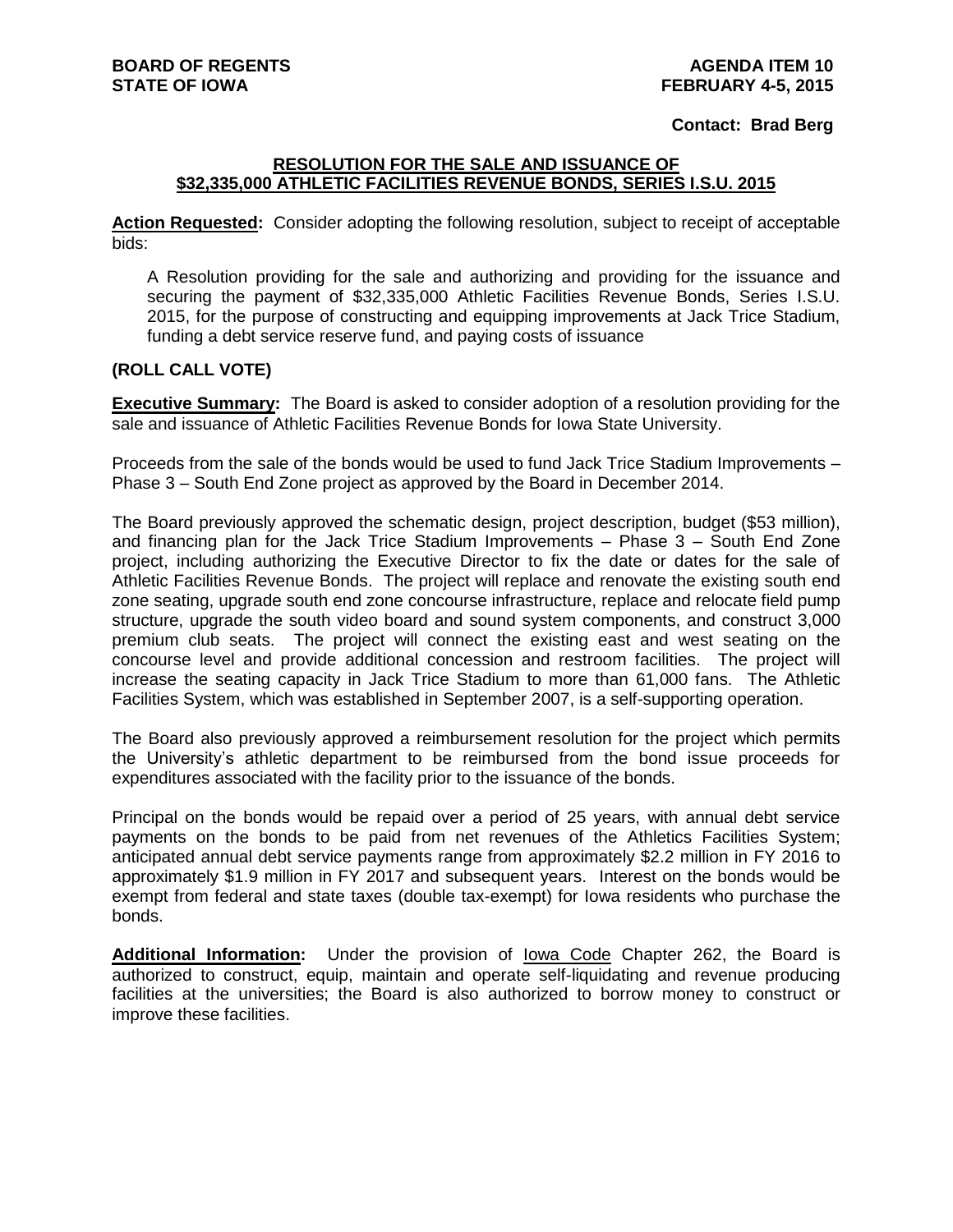**BOARD OF REGENTS**
**STATE OF IOWA**

**AGENDA ITEM 10**
**FEBRUARY 4-5, 2015**

**Contact: Brad Berg**

## RESOLUTION FOR THE SALE AND ISSUANCE OF $32,335,000 ATHLETIC FACILITIES REVENUE BONDS, SERIES I.S.U. 2015

**Action Requested:** Consider adopting the following resolution, subject to receipt of acceptable bids:

A Resolution providing for the sale and authorizing and providing for the issuance and securing the payment of $32,335,000 Athletic Facilities Revenue Bonds, Series I.S.U. 2015, for the purpose of constructing and equipping improvements at Jack Trice Stadium, funding a debt service reserve fund, and paying costs of issuance

**(ROLL CALL VOTE)**

**Executive Summary:** The Board is asked to consider adoption of a resolution providing for the sale and issuance of Athletic Facilities Revenue Bonds for Iowa State University.

Proceeds from the sale of the bonds would be used to fund Jack Trice Stadium Improvements – Phase 3 – South End Zone project as approved by the Board in December 2014.

The Board previously approved the schematic design, project description, budget ($53 million), and financing plan for the Jack Trice Stadium Improvements – Phase 3 – South End Zone project, including authorizing the Executive Director to fix the date or dates for the sale of Athletic Facilities Revenue Bonds. The project will replace and renovate the existing south end zone seating, upgrade south end zone concourse infrastructure, replace and relocate field pump structure, upgrade the south video board and sound system components, and construct 3,000 premium club seats. The project will connect the existing east and west seating on the concourse level and provide additional concession and restroom facilities. The project will increase the seating capacity in Jack Trice Stadium to more than 61,000 fans. The Athletic Facilities System, which was established in September 2007, is a self-supporting operation.

The Board also previously approved a reimbursement resolution for the project which permits the University's athletic department to be reimbursed from the bond issue proceeds for expenditures associated with the facility prior to the issuance of the bonds.

Principal on the bonds would be repaid over a period of 25 years, with annual debt service payments on the bonds to be paid from net revenues of the Athletics Facilities System; anticipated annual debt service payments range from approximately $2.2 million in FY 2016 to approximately $1.9 million in FY 2017 and subsequent years. Interest on the bonds would be exempt from federal and state taxes (double tax-exempt) for Iowa residents who purchase the bonds.

**Additional Information:** Under the provision of Iowa Code Chapter 262, the Board is authorized to construct, equip, maintain and operate self-liquidating and revenue producing facilities at the universities; the Board is also authorized to borrow money to construct or improve these facilities.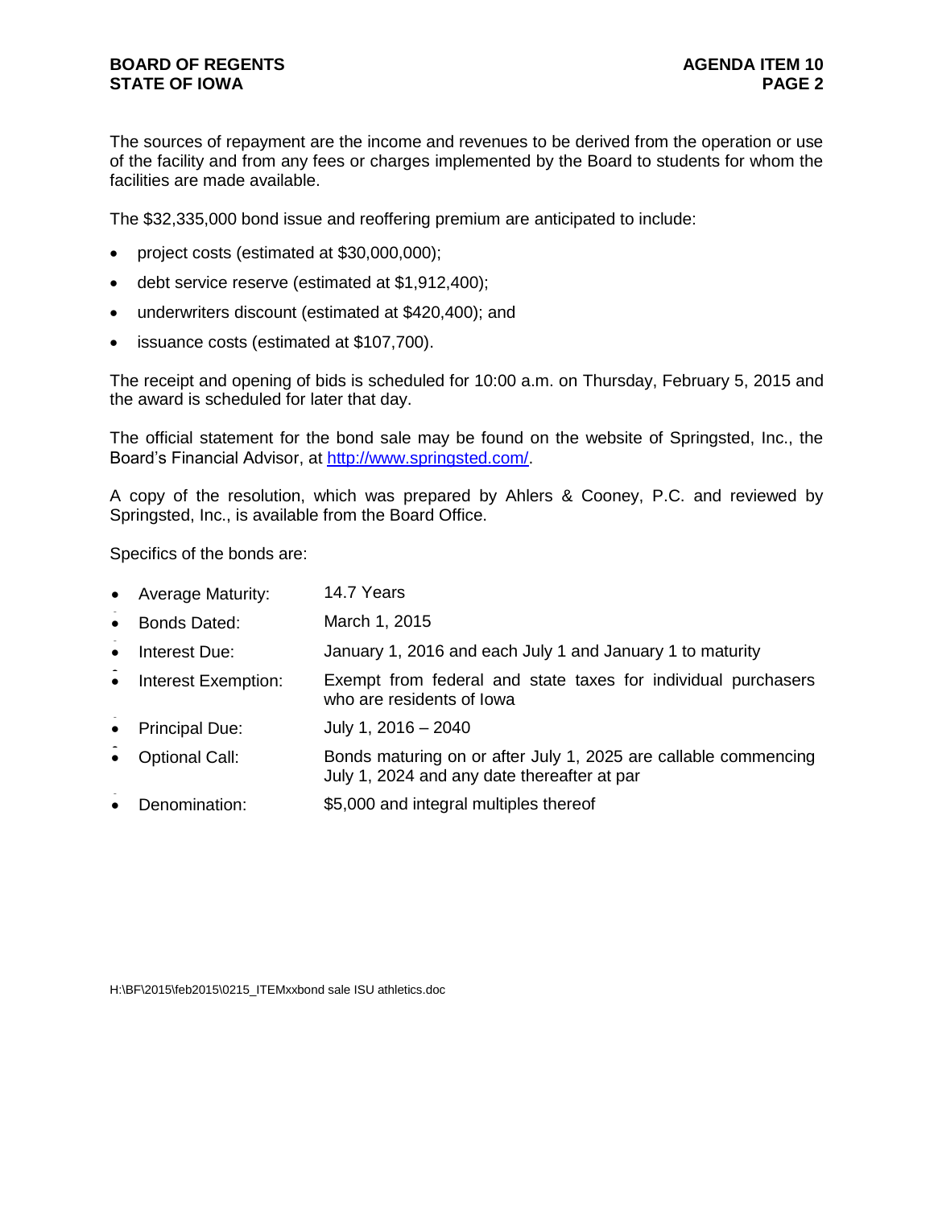The sources of repayment are the income and revenues to be derived from the operation or use of the facility and from any fees or charges implemented by the Board to students for whom the facilities are made available.

The $32,335,000 bond issue and reoffering premium are anticipated to include:

- project costs (estimated at $30,000,000);
- debt service reserve (estimated at $1,912,400);
- underwriters discount (estimated at $420,400); and
- issuance costs (estimated at $107,700).

The receipt and opening of bids is scheduled for 10:00 a.m. on Thursday, February 5, 2015 and the award is scheduled for later that day.

The official statement for the bond sale may be found on the website of Springsted, Inc., the Board's Financial Advisor, at [http://www.springsted.com/](http://www.springsted.com/).

A copy of the resolution, which was prepared by Ahlers & Cooney, P.C. and reviewed by Springsted, Inc., is available from the Board Office.

Specifics of the bonds are:

- Average Maturity: 14.7 Years
- Bonds Dated: March 1, 2015
- Interest Due: January 1, 2016 and each July 1 and January 1 to maturity
- Interest Exemption: Exempt from federal and state taxes for individual purchasers who are residents of Iowa
- Principal Due: July 1, 2016 – 2040
- Optional Call: Bonds maturing on or after July 1, 2025 are callable commencing July 1, 2024 and any date thereafter at par
- Denomination: $5,000 and integral multiples thereof

H:\BF\2015\feb2015\0215_ITEMxxbond sale ISU athletics.doc